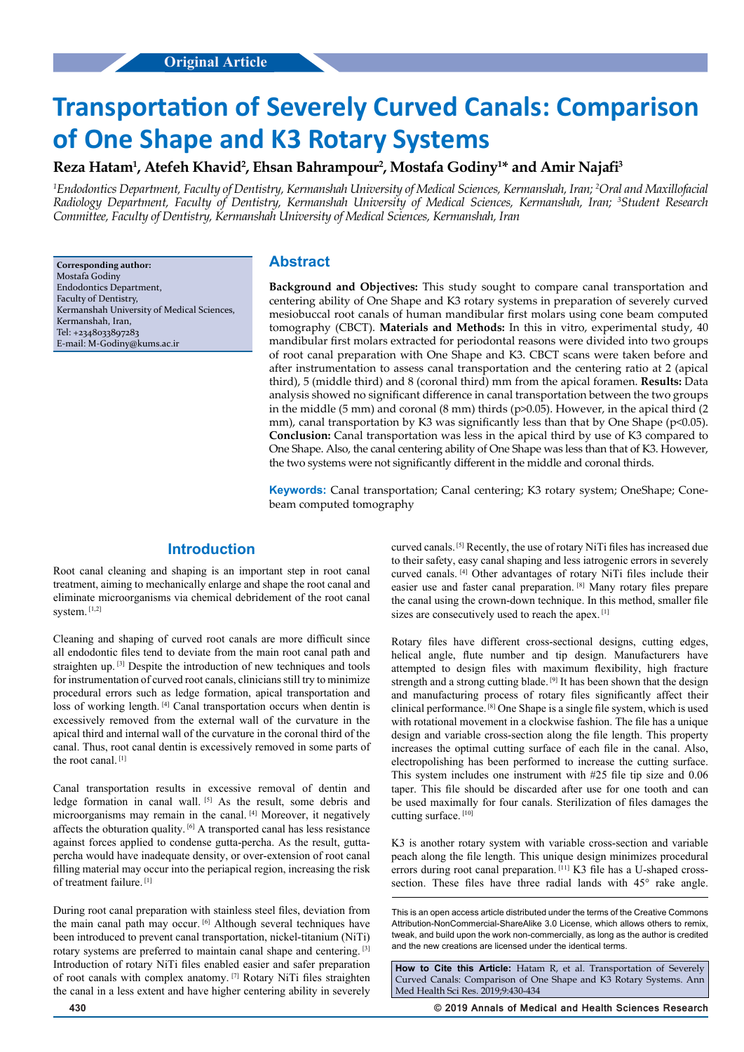Original Article

# Transportation of Severely Curved Canals: Comparison of One Shape and K3 Rotary Systems

**Reza Hatam[1], Atefeh Khavid[2], Ehsan Bahrampour[2], Mostafa Godiny[1]* and Amir Najafi[3]**

*[1]Endodontics Department, Faculty of Dentistry, Kermanshah University of Medical Sciences, Kermanshah, Iran; [2]Oral and Maxillofacial Radiology Department, Faculty of Dentistry, Kermanshah University of Medical Sciences, Kermanshah, Iran; [3]Student Research Committee, Faculty of Dentistry, Kermanshah University of Medical Sciences, Kermanshah, Iran*

**Corresponding author:**
Mostafa Godiny
Endodontics Department,
Faculty of Dentistry,
Kermanshah University of Medical Sciences,
Kermanshah, Iran,
Tel: +2348033897283
E-mail: M-Godiny@kums.ac.ir

## Abstract

**Background and Objectives:** This study sought to compare canal transportation and centering ability of One Shape and K3 rotary systems in preparation of severely curved mesiobuccal root canals of human mandibular first molars using cone beam computed tomography (CBCT). **Materials and Methods:** In this in vitro, experimental study, 40 mandibular first molars extracted for periodontal reasons were divided into two groups of root canal preparation with One Shape and K3. CBCT scans were taken before and after instrumentation to assess canal transportation and the centering ratio at 2 (apical third), 5 (middle third) and 8 (coronal third) mm from the apical foramen. **Results:** Data analysis showed no significant difference in canal transportation between the two groups in the middle (5 mm) and coronal (8 mm) thirds ($p>0.05$). However, in the apical third (2 mm), canal transportation by K3 was significantly less than that by One Shape ($p<0.05$). **Conclusion:** Canal transportation was less in the apical third by use of K3 compared to One Shape. Also, the canal centering ability of One Shape was less than that of K3. However, the two systems were not significantly different in the middle and coronal thirds.

**Keywords:** Canal transportation; Canal centering; K3 rotary system; OneShape; Cone-beam computed tomography

## Introduction

Root canal cleaning and shaping is an important step in root canal treatment, aiming to mechanically enlarge and shape the root canal and eliminate microorganisms via chemical debridement of the root canal system. [1,2]

Cleaning and shaping of curved root canals are more difficult since all endodontic files tend to deviate from the main root canal path and straighten up. [3] Despite the introduction of new techniques and tools for instrumentation of curved root canals, clinicians still try to minimize procedural errors such as ledge formation, apical transportation and loss of working length. [4] Canal transportation occurs when dentin is excessively removed from the external wall of the curvature in the apical third and internal wall of the curvature in the coronal third of the canal. Thus, root canal dentin is excessively removed in some parts of the root canal. [1]

Canal transportation results in excessive removal of dentin and ledge formation in canal wall. [5] As the result, some debris and microorganisms may remain in the canal. [4] Moreover, it negatively affects the obturation quality. [6] A transported canal has less resistance against forces applied to condense gutta-percha. As the result, gutta-percha would have inadequate density, or over-extension of root canal filling material may occur into the periapical region, increasing the risk of treatment failure. [1]

During root canal preparation with stainless steel files, deviation from the main canal path may occur. [6] Although several techniques have been introduced to prevent canal transportation, nickel-titanium (NiTi) rotary systems are preferred to maintain canal shape and centering. [3] Introduction of rotary NiTi files enabled easier and safer preparation of root canals with complex anatomy. [7] Rotary NiTi files straighten the canal in a less extent and have higher centering ability in severely curved canals. [5] Recently, the use of rotary NiTi files has increased due to their safety, easy canal shaping and less iatrogenic errors in severely curved canals. [4] Other advantages of rotary NiTi files include their easier use and faster canal preparation. [8] Many rotary files prepare the canal using the crown-down technique. In this method, smaller file sizes are consecutively used to reach the apex. [1]

Rotary files have different cross-sectional designs, cutting edges, helical angle, flute number and tip design. Manufacturers have attempted to design files with maximum flexibility, high fracture strength and a strong cutting blade. [9] It has been shown that the design and manufacturing process of rotary files significantly affect their clinical performance. [8] One Shape is a single file system, which is used with rotational movement in a clockwise fashion. The file has a unique design and variable cross-section along the file length. This property increases the optimal cutting surface of each file in the canal. Also, electropolishing has been performed to increase the cutting surface. This system includes one instrument with #25 file tip size and 0.06 taper. This file should be discarded after use for one tooth and can be used maximally for four canals. Sterilization of files damages the cutting surface. [10]

K3 is another rotary system with variable cross-section and variable peach along the file length. This unique design minimizes procedural errors during root canal preparation. [11] K3 file has a U-shaped cross-section. These files have three radial lands with 45° rake angle.

This is an open access article distributed under the terms of the Creative Commons Attribution-NonCommercial-ShareAlike 3.0 License, which allows others to remix, tweak, and build upon the work non-commercially, as long as the author is credited and the new creations are licensed under the identical terms.

**How to Cite this Article:** Hatam R, et al. Transportation of Severely Curved Canals: Comparison of One Shape and K3 Rotary Systems. Ann Med Health Sci Res. 2019;9:430-434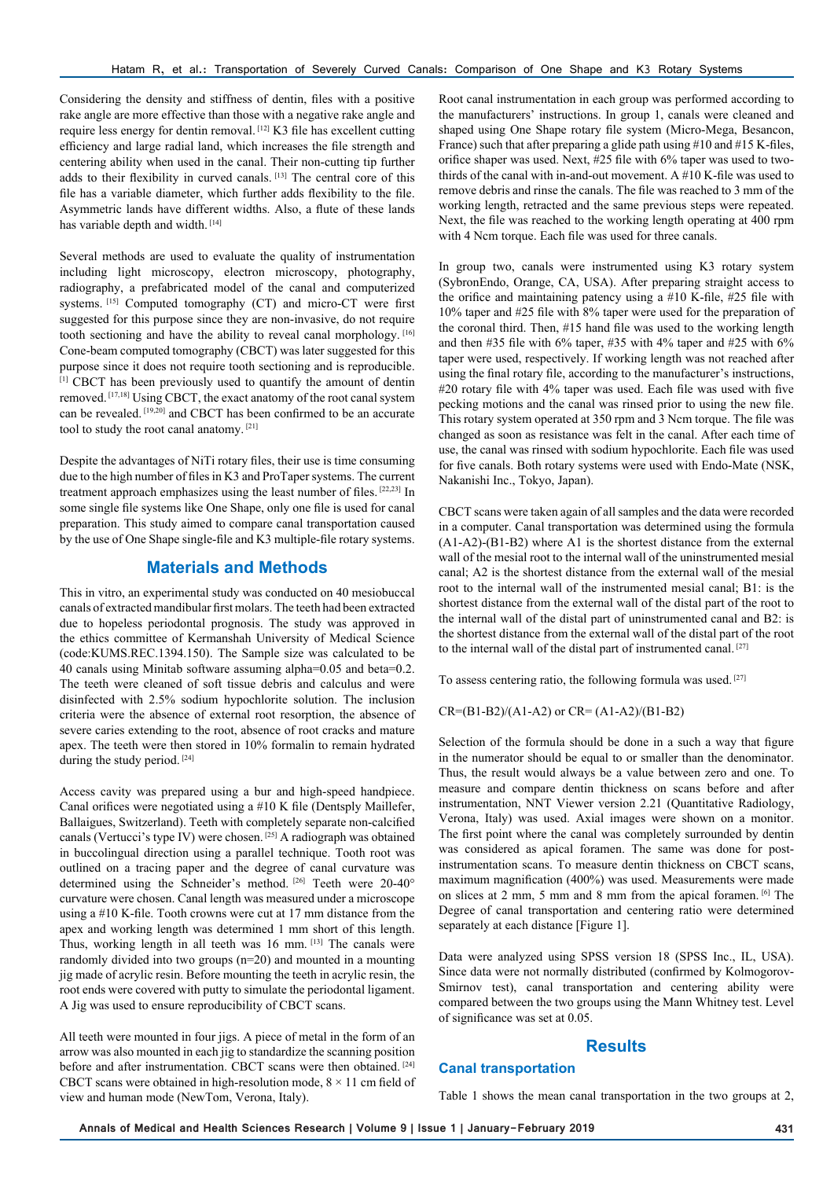Considering the density and stiffness of dentin, files with a positive rake angle are more effective than those with a negative rake angle and require less energy for dentin removal. [12] K3 file has excellent cutting efficiency and large radial land, which increases the file strength and centering ability when used in the canal. Their non-cutting tip further adds to their flexibility in curved canals. [13] The central core of this file has a variable diameter, which further adds flexibility to the file. Asymmetric lands have different widths. Also, a flute of these lands has variable depth and width. [14]

Several methods are used to evaluate the quality of instrumentation including light microscopy, electron microscopy, photography, radiography, a prefabricated model of the canal and computerized systems. [15] Computed tomography (CT) and micro-CT were first suggested for this purpose since they are non-invasive, do not require tooth sectioning and have the ability to reveal canal morphology. [16] Cone-beam computed tomography (CBCT) was later suggested for this purpose since it does not require tooth sectioning and is reproducible. [1] CBCT has been previously used to quantify the amount of dentin removed. [17,18] Using CBCT, the exact anatomy of the root canal system can be revealed. [19,20] and CBCT has been confirmed to be an accurate tool to study the root canal anatomy. [21]

Despite the advantages of NiTi rotary files, their use is time consuming due to the high number of files in K3 and ProTaper systems. The current treatment approach emphasizes using the least number of files. [22,23] In some single file systems like One Shape, only one file is used for canal preparation. This study aimed to compare canal transportation caused by the use of One Shape single-file and K3 multiple-file rotary systems.

## Materials and Methods

This in vitro, an experimental study was conducted on 40 mesiobuccal canals of extracted mandibular first molars. The teeth had been extracted due to hopeless periodontal prognosis. The study was approved in the ethics committee of Kermanshah University of Medical Science (code:KUMS.REC.1394.150). The Sample size was calculated to be 40 canals using Minitab software assuming alpha=0.05 and beta=0.2. The teeth were cleaned of soft tissue debris and calculus and were disinfected with 2.5% sodium hypochlorite solution. The inclusion criteria were the absence of external root resorption, the absence of severe caries extending to the root, absence of root cracks and mature apex. The teeth were then stored in 10% formalin to remain hydrated during the study period. [24]

Access cavity was prepared using a bur and high-speed handpiece. Canal orifices were negotiated using a #10 K file (Dentsply Maillefer, Ballaigues, Switzerland). Teeth with completely separate non-calcified canals (Vertucci's type IV) were chosen. [25] A radiograph was obtained in buccolingual direction using a parallel technique. Tooth root was outlined on a tracing paper and the degree of canal curvature was determined using the Schneider's method. [26] Teeth were 20-40° curvature were chosen. Canal length was measured under a microscope using a #10 K-file. Tooth crowns were cut at 17 mm distance from the apex and working length was determined 1 mm short of this length. Thus, working length in all teeth was 16 mm. [13] The canals were randomly divided into two groups (n=20) and mounted in a mounting jig made of acrylic resin. Before mounting the teeth in acrylic resin, the root ends were covered with putty to simulate the periodontal ligament. A Jig was used to ensure reproducibility of CBCT scans.

All teeth were mounted in four jigs. A piece of metal in the form of an arrow was also mounted in each jig to standardize the scanning position before and after instrumentation. CBCT scans were then obtained. [24] CBCT scans were obtained in high-resolution mode, 8 × 11 cm field of view and human mode (NewTom, Verona, Italy).

Root canal instrumentation in each group was performed according to the manufacturers' instructions. In group 1, canals were cleaned and shaped using One Shape rotary file system (Micro-Mega, Besancon, France) such that after preparing a glide path using #10 and #15 K-files, orifice shaper was used. Next, #25 file with 6% taper was used to two-thirds of the canal with in-and-out movement. A #10 K-file was used to remove debris and rinse the canals. The file was reached to 3 mm of the working length, retracted and the same previous steps were repeated. Next, the file was reached to the working length operating at 400 rpm with 4 Ncm torque. Each file was used for three canals.

In group two, canals were instrumented using K3 rotary system (SybronEndo, Orange, CA, USA). After preparing straight access to the orifice and maintaining patency using a #10 K-file, #25 file with 10% taper and #25 file with 8% taper were used for the preparation of the coronal third. Then, #15 hand file was used to the working length and then #35 file with 6% taper, #35 with 4% taper and #25 with 6% taper were used, respectively. If working length was not reached after using the final rotary file, according to the manufacturer's instructions, #20 rotary file with 4% taper was used. Each file was used with five pecking motions and the canal was rinsed prior to using the new file. This rotary system operated at 350 rpm and 3 Ncm torque. The file was changed as soon as resistance was felt in the canal. After each time of use, the canal was rinsed with sodium hypochlorite. Each file was used for five canals. Both rotary systems were used with Endo-Mate (NSK, Nakanishi Inc., Tokyo, Japan).

CBCT scans were taken again of all samples and the data were recorded in a computer. Canal transportation was determined using the formula (A1-A2)-(B1-B2) where A1 is the shortest distance from the external wall of the mesial root to the internal wall of the uninstrumented mesial canal; A2 is the shortest distance from the external wall of the mesial root to the internal wall of the instrumented mesial canal; B1: is the shortest distance from the external wall of the distal part of the root to the internal wall of the distal part of uninstrumented canal and B2: is the shortest distance from the external wall of the distal part of the root to the internal wall of the distal part of instrumented canal. [27]

To assess centering ratio, the following formula was used. [27]

CR=(B1-B2)/(A1-A2) or CR= (A1-A2)/(B1-B2)

Selection of the formula should be done in a such a way that figure in the numerator should be equal to or smaller than the denominator. Thus, the result would always be a value between zero and one. To measure and compare dentin thickness on scans before and after instrumentation, NNT Viewer version 2.21 (Quantitative Radiology, Verona, Italy) was used. Axial images were shown on a monitor. The first point where the canal was completely surrounded by dentin was considered as apical foramen. The same was done for post-instrumentation scans. To measure dentin thickness on CBCT scans, maximum magnification (400%) was used. Measurements were made on slices at 2 mm, 5 mm and 8 mm from the apical foramen. [6] The Degree of canal transportation and centering ratio were determined separately at each distance [Figure 1].

Data were analyzed using SPSS version 18 (SPSS Inc., IL, USA). Since data were not normally distributed (confirmed by Kolmogorov-Smirnov test), canal transportation and centering ability were compared between the two groups using the Mann Whitney test. Level of significance was set at 0.05.

## Results

### Canal transportation

Table 1 shows the mean canal transportation in the two groups at 2,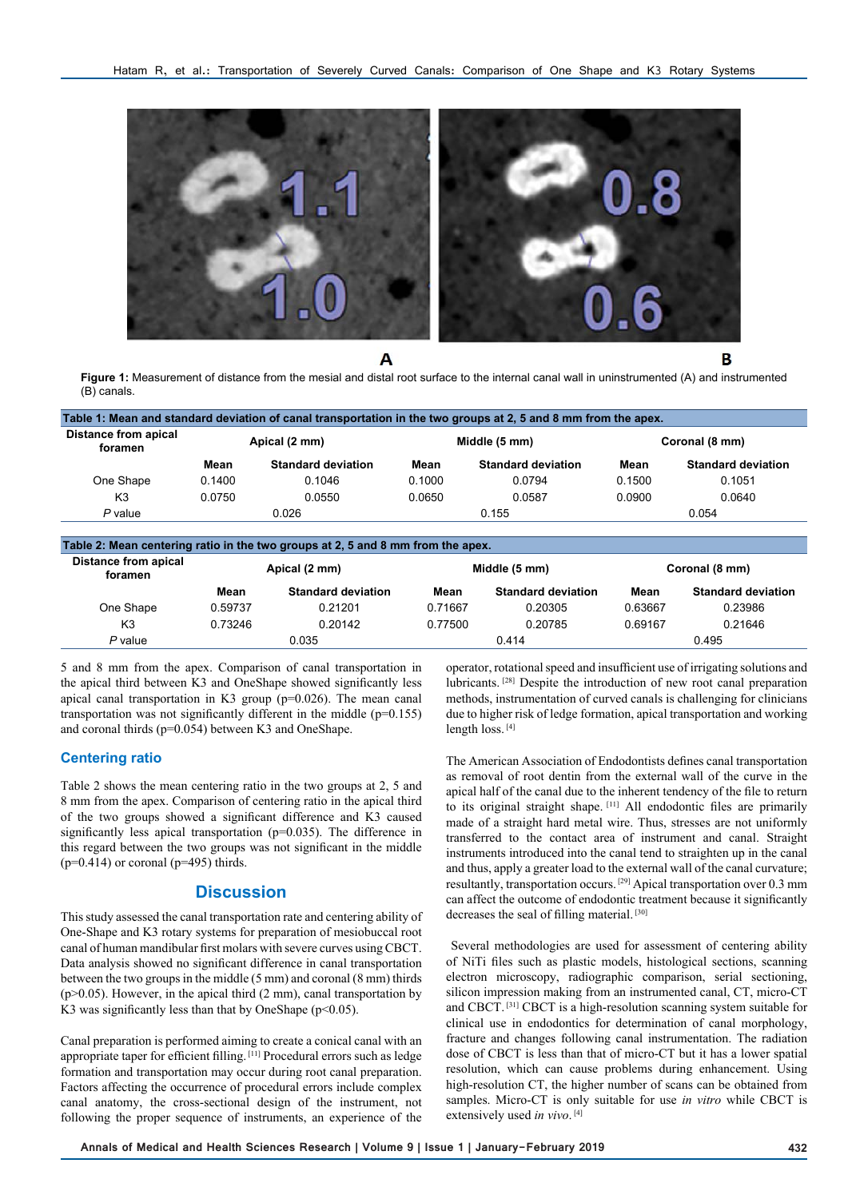**Figure 1:** Measurement of distance from the mesial and distal root surface to the internal canal wall in uninstrumented (A) and instrumented (B) canals.

**Table 1: Mean and standard deviation of canal transportation in the two groups at 2, 5 and 8 mm from the apex.**

| Distance from apical foramen | Apical (2 mm) | | Middle (5 mm) | | Coronal (8 mm) | |
|---|---|---|---|---|---|---|
| | **Mean** | **Standard deviation** | **Mean** | **Standard deviation** | **Mean** | **Standard deviation** |
| One Shape | 0.1400 | 0.1046 | 0.1000 | 0.0794 | 0.1500 | 0.1051 |
| K3 | 0.0750 | 0.0550 | 0.0650 | 0.0587 | 0.0900 | 0.0640 |
| *P* value | 0.026 | | 0.155 | | 0.054 | |

**Table 2: Mean centering ratio in the two groups at 2, 5 and 8 mm from the apex.**

| Distance from apical foramen | Apical (2 mm) | | Middle (5 mm) | | Coronal (8 mm) | |
|---|---|---|---|---|---|---|
| | **Mean** | **Standard deviation** | **Mean** | **Standard deviation** | **Mean** | **Standard deviation** |
| One Shape | 0.59737 | 0.21201 | 0.71667 | 0.20305 | 0.63667 | 0.23986 |
| K3 | 0.73246 | 0.20142 | 0.77500 | 0.20785 | 0.69167 | 0.21646 |
| *P* value | 0.035 | | 0.414 | | 0.495 | |

5 and 8 mm from the apex. Comparison of canal transportation in the apical third between K3 and OneShape showed significantly less apical canal transportation in K3 group (p=0.026). The mean canal transportation was not significantly different in the middle (p=0.155) and coronal thirds (p=0.054) between K3 and OneShape.

### Centering ratio

Table 2 shows the mean centering ratio in the two groups at 2, 5 and 8 mm from the apex. Comparison of centering ratio in the apical third of the two groups showed a significant difference and K3 caused significantly less apical transportation (p=0.035). The difference in this regard between the two groups was not significant in the middle (p=0.414) or coronal (p=495) thirds.

## Discussion

This study assessed the canal transportation rate and centering ability of One-Shape and K3 rotary systems for preparation of mesiobuccal root canal of human mandibular first molars with severe curves using CBCT. Data analysis showed no significant difference in canal transportation between the two groups in the middle (5 mm) and coronal (8 mm) thirds (p>0.05). However, in the apical third (2 mm), canal transportation by K3 was significantly less than that by OneShape (p<0.05).

Canal preparation is performed aiming to create a conical canal with an appropriate taper for efficient filling.[11] Procedural errors such as ledge formation and transportation may occur during root canal preparation. Factors affecting the occurrence of procedural errors include complex canal anatomy, the cross-sectional design of the instrument, not following the proper sequence of instruments, an experience of the operator, rotational speed and insufficient use of irrigating solutions and lubricants.[28] Despite the introduction of new root canal preparation methods, instrumentation of curved canals is challenging for clinicians due to higher risk of ledge formation, apical transportation and working length loss.[4]

The American Association of Endodontists defines canal transportation as removal of root dentin from the external wall of the curve in the apical half of the canal due to the inherent tendency of the file to return to its original straight shape.[11] All endodontic files are primarily made of a straight hard metal wire. Thus, stresses are not uniformly transferred to the contact area of instrument and canal. Straight instruments introduced into the canal tend to straighten up in the canal and thus, apply a greater load to the external wall of the canal curvature; resultantly, transportation occurs.[29] Apical transportation over 0.3 mm can affect the outcome of endodontic treatment because it significantly decreases the seal of filling material.[30]

Several methodologies are used for assessment of centering ability of NiTi files such as plastic models, histological sections, scanning electron microscopy, radiographic comparison, serial sectioning, silicon impression making from an instrumented canal, CT, micro-CT and CBCT.[31] CBCT is a high-resolution scanning system suitable for clinical use in endodontics for determination of canal morphology, fracture and changes following canal instrumentation. The radiation dose of CBCT is less than that of micro-CT but it has a lower spatial resolution, which can cause problems during enhancement. Using high-resolution CT, the higher number of scans can be obtained from samples. Micro-CT is only suitable for use *in vitro* while CBCT is extensively used *in vivo*.[4]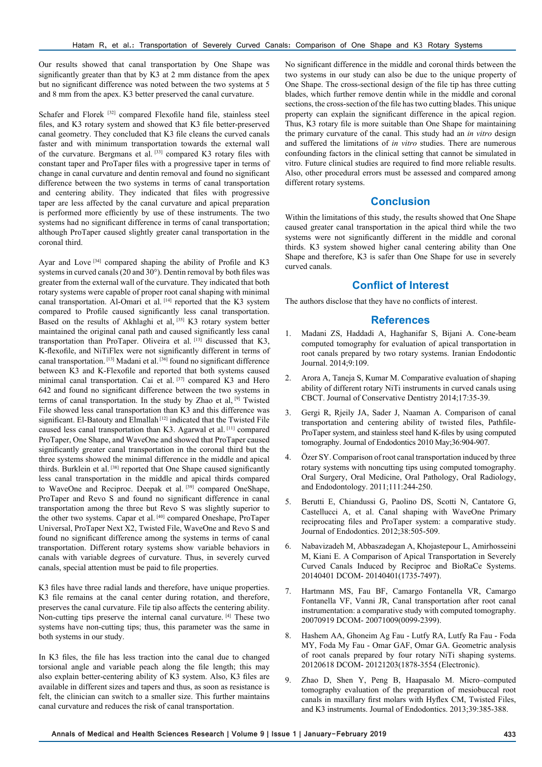Our results showed that canal transportation by One Shape was significantly greater than that by K3 at 2 mm distance from the apex but no significant difference was noted between the two systems at 5 and 8 mm from the apex. K3 better preserved the canal curvature.

Schafer and Florek [32] compared Flexofile hand file, stainless steel files, and K3 rotary system and showed that K3 file better-preserved canal geometry. They concluded that K3 file cleans the curved canals faster and with minimum transportation towards the external wall of the curvature. Bergmans et al. [33] compared K3 rotary files with constant taper and ProTaper files with a progressive taper in terms of change in canal curvature and dentin removal and found no significant difference between the two systems in terms of canal transportation and centering ability. They indicated that files with progressive taper are less affected by the canal curvature and apical preparation is performed more efficiently by use of these instruments. The two systems had no significant difference in terms of canal transportation; although ProTaper caused slightly greater canal transportation in the coronal third.

Ayar and Love [34] compared shaping the ability of Profile and K3 systems in curved canals (20 and 30°). Dentin removal by both files was greater from the external wall of the curvature. They indicated that both rotary systems were capable of proper root canal shaping with minimal canal transportation. Al-Omari et al. [14] reported that the K3 system compared to Profile caused significantly less canal transportation. Based on the results of Akhlaghi et al, [35] K3 rotary system better maintained the original canal path and caused significantly less canal transportation than ProTaper. Oliveira et al. [13] discussed that K3, K-flexofile, and NiTiFlex were not significantly different in terms of canal transportation. [13] Madani et al. [36] found no significant difference between K3 and K-Flexofile and reported that both systems caused minimal canal transportation. Cai et al. [37] compared K3 and Hero 642 and found no significant difference between the two systems in terms of canal transportation. In the study by Zhao et al, [9] Twisted File showed less canal transportation than K3 and this difference was significant. El-Batouty and Elmallah [12] indicated that the Twisted File caused less canal transportation than K3. Agarwal et al. [11] compared ProTaper, One Shape, and WaveOne and showed that ProTaper caused significantly greater canal transportation in the coronal third but the three systems showed the minimal difference in the middle and apical thirds. Burklein et al. [38] reported that One Shape caused significantly less canal transportation in the middle and apical thirds compared to WaveOne and Reciproc. Deepak et al. [39] compared OneShape, ProTaper and Revo S and found no significant difference in canal transportation among the three but Revo S was slightly superior to the other two systems. Capar et al. [40] compared Oneshape, ProTaper Universal, ProTaper Next X2, Twisted File, WaveOne and Revo S and found no significant difference among the systems in terms of canal transportation. Different rotary systems show variable behaviors in canals with variable degrees of curvature. Thus, in severely curved canals, special attention must be paid to file properties.

K3 files have three radial lands and therefore, have unique properties. K3 file remains at the canal center during rotation, and therefore, preserves the canal curvature. File tip also affects the centering ability. Non-cutting tips preserve the internal canal curvature. [4] These two systems have non-cutting tips; thus, this parameter was the same in both systems in our study.

In K3 files, the file has less traction into the canal due to changed torsional angle and variable peach along the file length; this may also explain better-centering ability of K3 system. Also, K3 files are available in different sizes and tapers and thus, as soon as resistance is felt, the clinician can switch to a smaller size. This further maintains canal curvature and reduces the risk of canal transportation.

No significant difference in the middle and coronal thirds between the two systems in our study can also be due to the unique property of One Shape. The cross-sectional design of the file tip has three cutting blades, which further remove dentin while in the middle and coronal sections, the cross-section of the file has two cutting blades. This unique property can explain the significant difference in the apical region. Thus, K3 rotary file is more suitable than One Shape for maintaining the primary curvature of the canal. This study had an *in vitro* design and suffered the limitations of *in vitro* studies. There are numerous confounding factors in the clinical setting that cannot be simulated in vitro. Future clinical studies are required to find more reliable results. Also, other procedural errors must be assessed and compared among different rotary systems.

## Conclusion

Within the limitations of this study, the results showed that One Shape caused greater canal transportation in the apical third while the two systems were not significantly different in the middle and coronal thirds. K3 system showed higher canal centering ability than One Shape and therefore, K3 is safer than One Shape for use in severely curved canals.

## Conflict of Interest

The authors disclose that they have no conflicts of interest.

## References

1. Madani ZS, Haddadi A, Haghanifar S, Bijani A. Cone-beam computed tomography for evaluation of apical transportation in root canals prepared by two rotary systems. Iranian Endodontic Journal. 2014;9:109.
2. Arora A, Taneja S, Kumar M. Comparative evaluation of shaping ability of different rotary NiTi instruments in curved canals using CBCT. Journal of Conservative Dentistry 2014;17:35-39.
3. Gergi R, Rjeily JA, Sader J, Naaman A. Comparison of canal transportation and centering ability of twisted files, Pathfile-ProTaper system, and stainless steel hand K-files by using computed tomography. Journal of Endodontics 2010 May;36:904-907.
4. Özer SY. Comparison of root canal transportation induced by three rotary systems with noncutting tips using computed tomography. Oral Surgery, Oral Medicine, Oral Pathology, Oral Radiology, and Endodontology. 2011;111:244-250.
5. Berutti E, Chiandussi G, Paolino DS, Scotti N, Cantatore G, Castellucci A, et al. Canal shaping with WaveOne Primary reciprocating files and ProTaper system: a comparative study. Journal of Endodontics. 2012;38:505-509.
6. Nabavizadeh M, Abbaszadegan A, Khojastepour L, Amirhosseini M, Kiani E. A Comparison of Apical Transportation in Severely Curved Canals Induced by Reciproc and BioRaCe Systems. 20140401 DCOM- 20140401(1735-7497).
7. Hartmann MS, Fau BF, Camargo Fontanella VR, Camargo Fontanella VF, Vanni JR, Canal transportation after root canal instrumentation: a comparative study with computed tomography. 20070919 DCOM- 20071009(0099-2399).
8. Hashem AA, Ghoneim Ag Fau - Lutfy RA, Lutfy Ra Fau - Foda MY, Foda My Fau - Omar GAF, Omar GA. Geometric analysis of root canals prepared by four rotary NiTi shaping systems. 20120618 DCOM- 20121203(1878-3554 (Electronic).
9. Zhao D, Shen Y, Peng B, Haapasalo M. Micro–computed tomography evaluation of the preparation of mesiobuccal root canals in maxillary first molars with Hyflex CM, Twisted Files, and K3 instruments. Journal of Endodontics. 2013;39:385-388.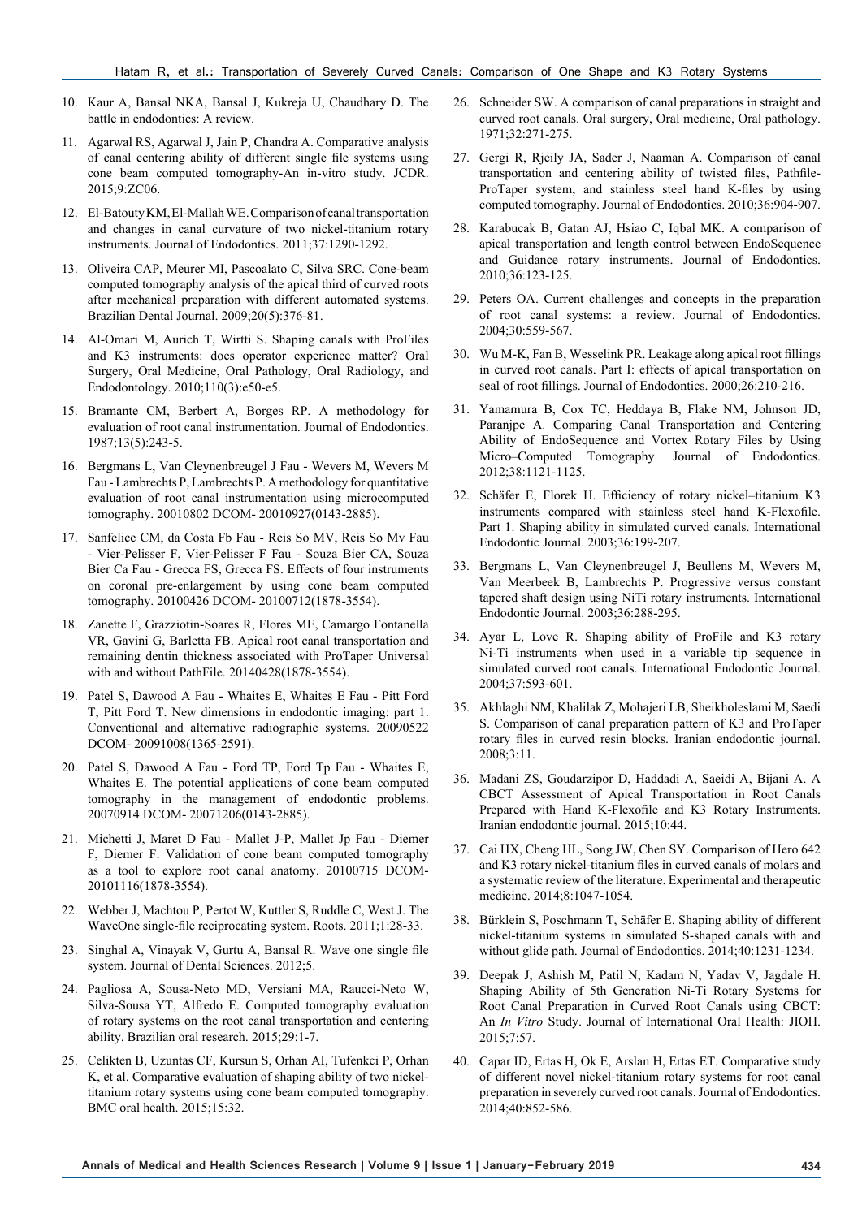10. Kaur A, Bansal NKA, Bansal J, Kukreja U, Chaudhary D. The battle in endodontics: A review.
11. Agarwal RS, Agarwal J, Jain P, Chandra A. Comparative analysis of canal centering ability of different single file systems using cone beam computed tomography-An in-vitro study. JCDR. 2015;9:ZC06.
12. El-Batouty KM, El-Mallah WE. Comparison of canal transportation and changes in canal curvature of two nickel-titanium rotary instruments. Journal of Endodontics. 2011;37:1290-1292.
13. Oliveira CAP, Meurer MI, Pascoalato C, Silva SRC. Cone-beam computed tomography analysis of the apical third of curved roots after mechanical preparation with different automated systems. Brazilian Dental Journal. 2009;20(5):376-81.
14. Al-Omari M, Aurich T, Wirtti S. Shaping canals with ProFiles and K3 instruments: does operator experience matter? Oral Surgery, Oral Medicine, Oral Pathology, Oral Radiology, and Endodontology. 2010;110(3):e50-e5.
15. Bramante CM, Berbert A, Borges RP. A methodology for evaluation of root canal instrumentation. Journal of Endodontics. 1987;13(5):243-5.
16. Bergmans L, Van Cleynenbreugel J Fau - Wevers M, Wevers M Fau - Lambrechts P, Lambrechts P. A methodology for quantitative evaluation of root canal instrumentation using microcomputed tomography. 20010802 DCOM- 20010927(0143-2885).
17. Sanfelice CM, da Costa Fb Fau - Reis So MV, Reis So Mv Fau - Vier-Pelisser F, Vier-Pelisser F Fau - Souza Bier CA, Souza Bier Ca Fau - Grecca FS, Grecca FS. Effects of four instruments on coronal pre-enlargement by using cone beam computed tomography. 20100426 DCOM- 20100712(1878-3554).
18. Zanette F, Grazziotin-Soares R, Flores ME, Camargo Fontanella VR, Gavini G, Barletta FB. Apical root canal transportation and remaining dentin thickness associated with ProTaper Universal with and without PathFile. 20140428(1878-3554).
19. Patel S, Dawood A Fau - Whaites E, Whaites E Fau - Pitt Ford T, Pitt Ford T. New dimensions in endodontic imaging: part 1. Conventional and alternative radiographic systems. 20090522 DCOM- 20091008(1365-2591).
20. Patel S, Dawood A Fau - Ford TP, Ford Tp Fau - Whaites E, Whaites E. The potential applications of cone beam computed tomography in the management of endodontic problems. 20070914 DCOM- 20071206(0143-2885).
21. Michetti J, Maret D Fau - Mallet J-P, Mallet Jp Fau - Diemer F, Diemer F. Validation of cone beam computed tomography as a tool to explore root canal anatomy. 20100715 DCOM- 20101116(1878-3554).
22. Webber J, Machtou P, Pertot W, Kuttler S, Ruddle C, West J. The WaveOne single-file reciprocating system. Roots. 2011;1:28-33.
23. Singhal A, Vinayak V, Gurtu A, Bansal R. Wave one single file system. Journal of Dental Sciences. 2012;5.
24. Pagliosa A, Sousa-Neto MD, Versiani MA, Raucci-Neto W, Silva-Sousa YT, Alfredo E. Computed tomography evaluation of rotary systems on the root canal transportation and centering ability. Brazilian oral research. 2015;29:1-7.
25. Celikten B, Uzuntas CF, Kursun S, Orhan AI, Tufenkci P, Orhan K, et al. Comparative evaluation of shaping ability of two nickel-titanium rotary systems using cone beam computed tomography. BMC oral health. 2015;15:32.
26. Schneider SW. A comparison of canal preparations in straight and curved root canals. Oral surgery, Oral medicine, Oral pathology. 1971;32:271-275.
27. Gergi R, Rjeily JA, Sader J, Naaman A. Comparison of canal transportation and centering ability of twisted files, Pathfile-ProTaper system, and stainless steel hand K-files by using computed tomography. Journal of Endodontics. 2010;36:904-907.
28. Karabucak B, Gatan AJ, Hsiao C, Iqbal MK. A comparison of apical transportation and length control between EndoSequence and Guidance rotary instruments. Journal of Endodontics. 2010;36:123-125.
29. Peters OA. Current challenges and concepts in the preparation of root canal systems: a review. Journal of Endodontics. 2004;30:559-567.
30. Wu M-K, Fan B, Wesselink PR. Leakage along apical root fillings in curved root canals. Part I: effects of apical transportation on seal of root fillings. Journal of Endodontics. 2000;26:210-216.
31. Yamamura B, Cox TC, Heddaya B, Flake NM, Johnson JD, Paranjpe A. Comparing Canal Transportation and Centering Ability of EndoSequence and Vortex Rotary Files by Using Micro–Computed Tomography. Journal of Endodontics. 2012;38:1121-1125.
32. Schäfer E, Florek H. Efficiency of rotary nickel–titanium K3 instruments compared with stainless steel hand K-Flexofile. Part 1. Shaping ability in simulated curved canals. International Endodontic Journal. 2003;36:199-207.
33. Bergmans L, Van Cleynenbreugel J, Beullens M, Wevers M, Van Meerbeek B, Lambrechts P. Progressive versus constant tapered shaft design using NiTi rotary instruments. International Endodontic Journal. 2003;36:288-295.
34. Ayar L, Love R. Shaping ability of ProFile and K3 rotary Ni-Ti instruments when used in a variable tip sequence in simulated curved root canals. International Endodontic Journal. 2004;37:593-601.
35. Akhlaghi NM, Khalilak Z, Mohajeri LB, Sheikholeslami M, Saedi S. Comparison of canal preparation pattern of K3 and ProTaper rotary files in curved resin blocks. Iranian endodontic journal. 2008;3:11.
36. Madani ZS, Goudarzipor D, Haddadi A, Saeidi A, Bijani A. A CBCT Assessment of Apical Transportation in Root Canals Prepared with Hand K-Flexofile and K3 Rotary Instruments. Iranian endodontic journal. 2015;10:44.
37. Cai HX, Cheng HL, Song JW, Chen SY. Comparison of Hero 642 and K3 rotary nickel-titanium files in curved canals of molars and a systematic review of the literature. Experimental and therapeutic medicine. 2014;8:1047-1054.
38. Bürklein S, Poschmann T, Schäfer E. Shaping ability of different nickel-titanium systems in simulated S-shaped canals with and without glide path. Journal of Endodontics. 2014;40:1231-1234.
39. Deepak J, Ashish M, Patil N, Kadam N, Yadav V, Jagdale H. Shaping Ability of 5th Generation Ni-Ti Rotary Systems for Root Canal Preparation in Curved Root Canals using CBCT: An *In Vitro* Study. Journal of International Oral Health: JIOH. 2015;7:57.
40. Capar ID, Ertas H, Ok E, Arslan H, Ertas ET. Comparative study of different novel nickel-titanium rotary systems for root canal preparation in severely curved root canals. Journal of Endodontics. 2014;40:852-586.